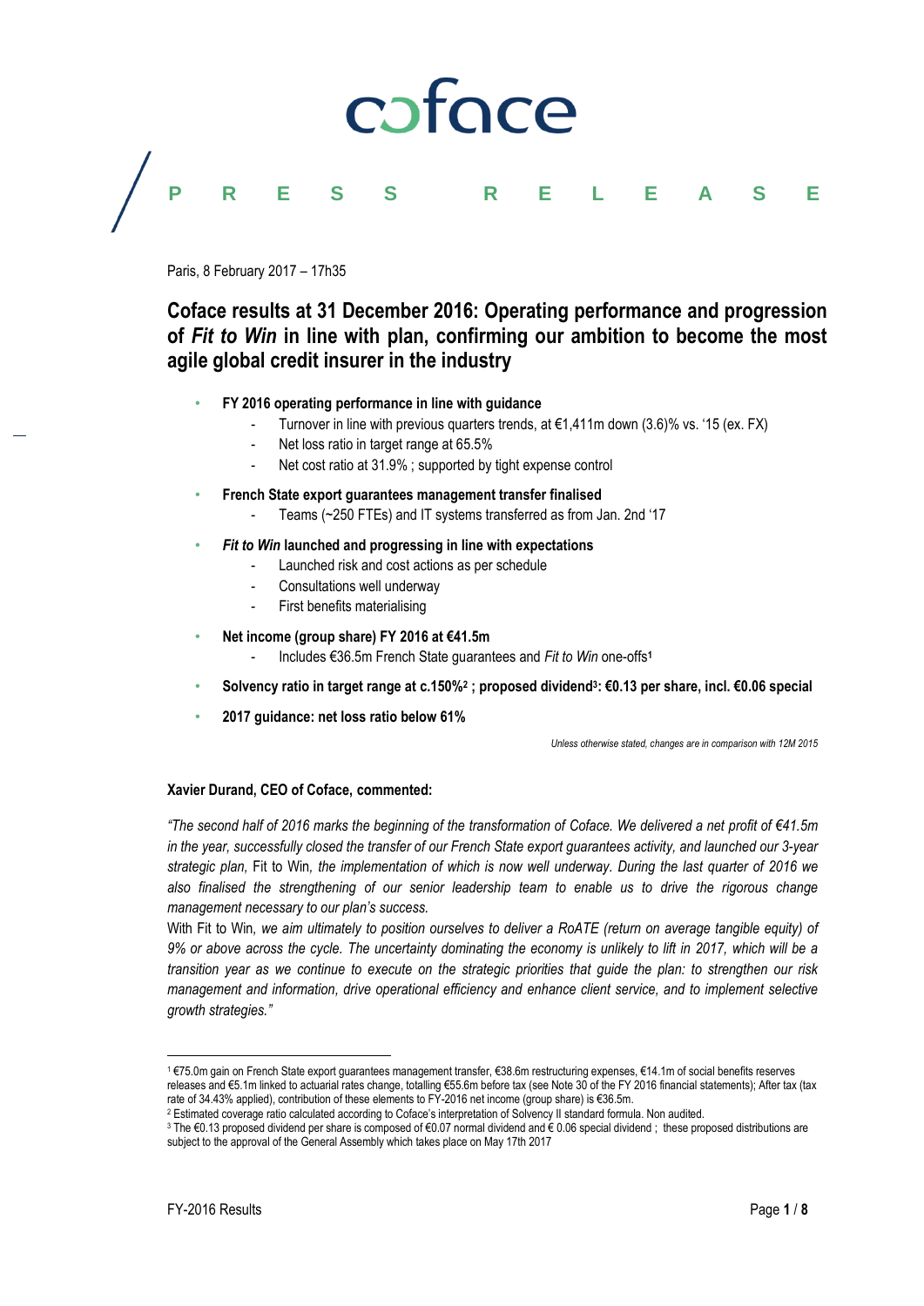coface

PRESS RELEASE

Paris, 8 February 2017 – 17h35

# Coface results at 31 December 2016: Operating performance and progression of *Fit to Win* in line with plan, confirming our ambition to become the most agile global credit insurer in the industry

- **FY 2016 operating performance in line with guidance**
  - Turnover in line with previous quarters trends, at €1,411m down (3.6)% vs. '15 (ex. FX)
  - Net loss ratio in target range at 65.5%
  - Net cost ratio at 31.9% ; supported by tight expense control
- **French State export guarantees management transfer finalised**
  - Teams (~250 FTEs) and IT systems transferred as from Jan. 2nd '17
- ***Fit to Win* launched and progressing in line with expectations**
  - Launched risk and cost actions as per schedule
  - Consultations well underway
  - First benefits materialising
- **Net income (group share) FY 2016 at €41.5m**
  - Includes €36.5m French State guarantees and *Fit to Win* one-offs[1]
- **Solvency ratio in target range at c.150%[2] ; proposed dividend[3]: €0.13 per share, incl. €0.06 special**
- **2017 guidance: net loss ratio below 61%**

*Unless otherwise stated, changes are in comparison with 12M 2015*

**Xavier Durand, CEO of Coface, commented:**

*"The second half of 2016 marks the beginning of the transformation of Coface. We delivered a net profit of €41.5m in the year, successfully closed the transfer of our French State export guarantees activity, and launched our 3-year strategic plan,* Fit to Win*, the implementation of which is now well underway. During the last quarter of 2016 we also finalised the strengthening of our senior leadership team to enable us to drive the rigorous change management necessary to our plan's success.*
*With* Fit to Win*, we aim ultimately to position ourselves to deliver a RoATE (return on average tangible equity) of 9% or above across the cycle. The uncertainty dominating the economy is unlikely to lift in 2017, which will be a transition year as we continue to execute on the strategic priorities that guide the plan: to strengthen our risk management and information, drive operational efficiency and enhance client service, and to implement selective growth strategies."*

---

[1] €75.0m gain on French State export guarantees management transfer, €38.6m restructuring expenses, €14.1m of social benefits reserves releases and €5.1m linked to actuarial rates change, totalling €55.6m before tax (see Note 30 of the FY 2016 financial statements); After tax (tax rate of 34.43% applied), contribution of these elements to FY-2016 net income (group share) is €36.5m.

[2] Estimated coverage ratio calculated according to Coface's interpretation of Solvency II standard formula. Non audited.

[3] The €0.13 proposed dividend per share is composed of €0.07 normal dividend and € 0.06 special dividend ; these proposed distributions are subject to the approval of the General Assembly which takes place on May 17th 2017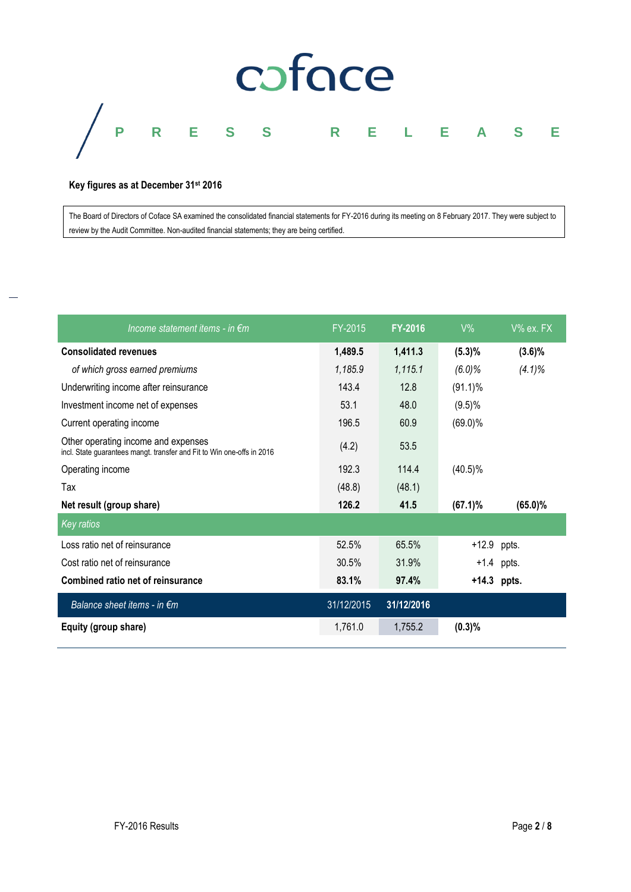**Key figures as at December 31st 2016**

The Board of Directors of Coface SA examined the consolidated financial statements for FY-2016 during its meeting on 8 February 2017. They were subject to review by the Audit Committee. Non-audited financial statements; they are being certified.

| *Income statement items - in €m* | FY-2015 | **FY-2016** | V% | V% ex. FX |
|---|---|---|---|---|
| **Consolidated revenues** | **1,489.5** | **1,411.3** | **(5.3)%** | **(3.6)%** |
| *of which gross earned premiums* | *1,185.9* | *1,115.1* | *(6.0)%* | *(4.1)%* |
| Underwriting income after reinsurance | 143.4 | 12.8 | (91.1)% | |
| Investment income net of expenses | 53.1 | 48.0 | (9.5)% | |
| Current operating income | 196.5 | 60.9 | (69.0)% | |
| Other operating income and expenses<br>incl. State guarantees mangt. transfer and Fit to Win one-offs in 2016 | (4.2) | 53.5 | | |
| Operating income | 192.3 | 114.4 | (40.5)% | |
| Tax | (48.8) | (48.1) | | |
| **Net result (group share)** | **126.2** | **41.5** | **(67.1)%** | **(65.0)%** |
| *Key ratios* | | | | |
| Loss ratio net of reinsurance | 52.5% | 65.5% | +12.9 ppts. | |
| Cost ratio net of reinsurance | 30.5% | 31.9% | +1.4 ppts. | |
| **Combined ratio net of reinsurance** | **83.1%** | **97.4%** | **+14.3 ppts.** | |
| *Balance sheet items - in €m* | 31/12/2015 | **31/12/2016** | | |
| **Equity (group share)** | 1,761.0 | 1,755.2 | **(0.3)%** | |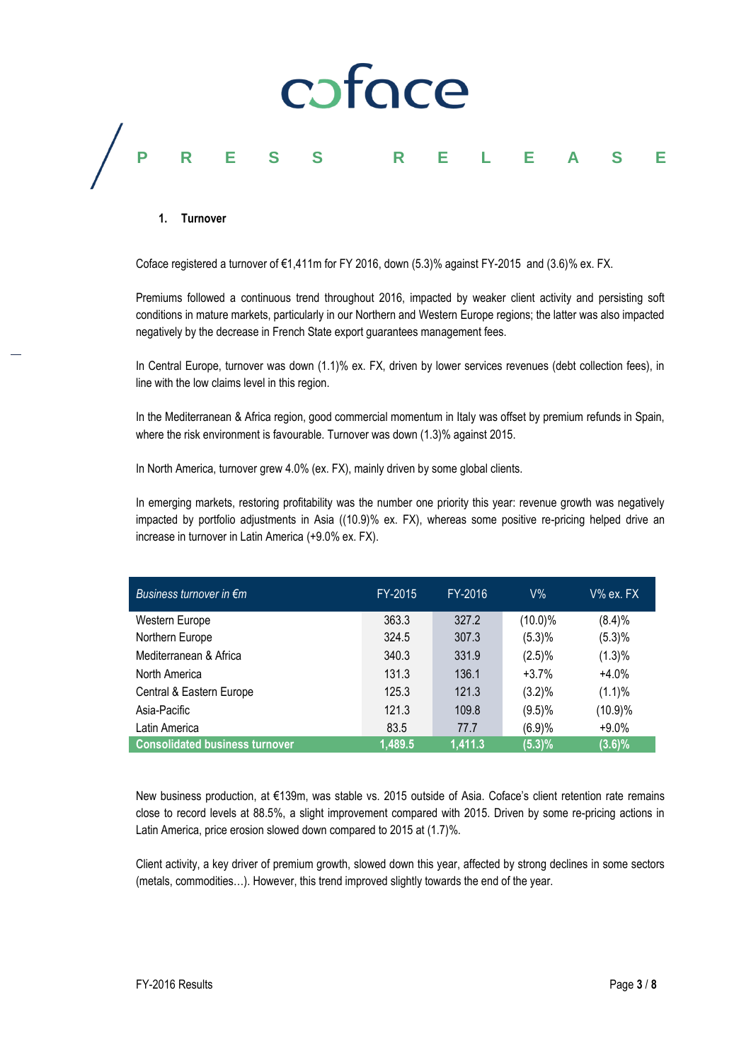## 1. Turnover

Coface registered a turnover of €1,411m for FY 2016, down (5.3)% against FY-2015 and (3.6)% ex. FX.

Premiums followed a continuous trend throughout 2016, impacted by weaker client activity and persisting soft conditions in mature markets, particularly in our Northern and Western Europe regions; the latter was also impacted negatively by the decrease in French State export guarantees management fees.

In Central Europe, turnover was down (1.1)% ex. FX, driven by lower services revenues (debt collection fees), in line with the low claims level in this region.

In the Mediterranean & Africa region, good commercial momentum in Italy was offset by premium refunds in Spain, where the risk environment is favourable. Turnover was down (1.3)% against 2015.

In North America, turnover grew 4.0% (ex. FX), mainly driven by some global clients.

In emerging markets, restoring profitability was the number one priority this year: revenue growth was negatively impacted by portfolio adjustments in Asia ((10.9)% ex. FX), whereas some positive re-pricing helped drive an increase in turnover in Latin America (+9.0% ex. FX).

| *Business turnover in €m* | FY-2015 | FY-2016 | V% | V% ex. FX |
|---|---|---|---|---|
| Western Europe | 363.3 | 327.2 | (10.0)% | (8.4)% |
| Northern Europe | 324.5 | 307.3 | (5.3)% | (5.3)% |
| Mediterranean & Africa | 340.3 | 331.9 | (2.5)% | (1.3)% |
| North America | 131.3 | 136.1 | +3.7% | +4.0% |
| Central & Eastern Europe | 125.3 | 121.3 | (3.2)% | (1.1)% |
| Asia-Pacific | 121.3 | 109.8 | (9.5)% | (10.9)% |
| Latin America | 83.5 | 77.7 | (6.9)% | +9.0% |
| **Consolidated business turnover** | **1,489.5** | **1,411.3** | **(5.3)%** | **(3.6)%** |

New business production, at €139m, was stable vs. 2015 outside of Asia. Coface's client retention rate remains close to record levels at 88.5%, a slight improvement compared with 2015. Driven by some re-pricing actions in Latin America, price erosion slowed down compared to 2015 at (1.7)%.

Client activity, a key driver of premium growth, slowed down this year, affected by strong declines in some sectors (metals, commodities…). However, this trend improved slightly towards the end of the year.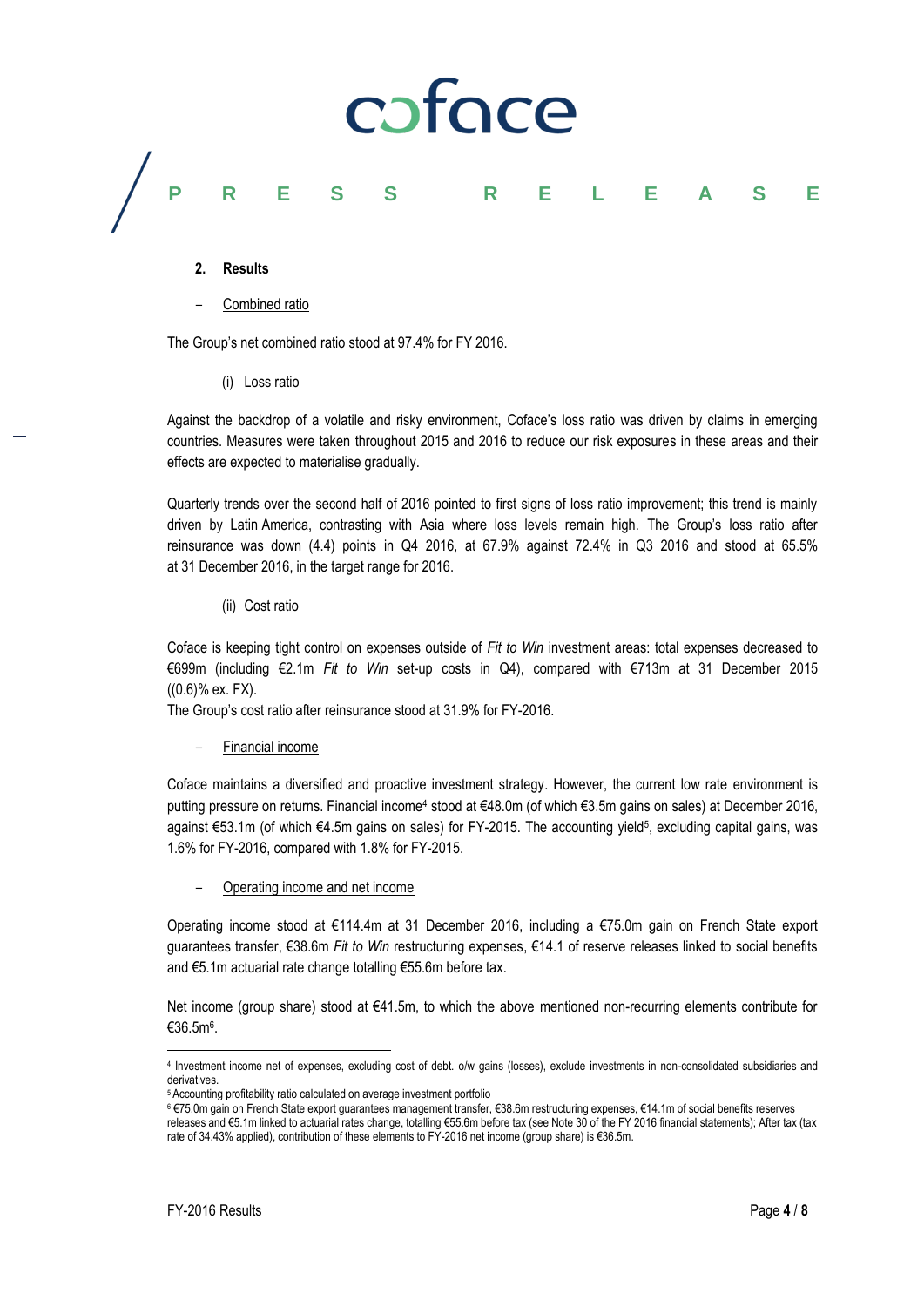## 2. Results

– Combined ratio

The Group's net combined ratio stood at 97.4% for FY 2016.

(i) Loss ratio

Against the backdrop of a volatile and risky environment, Coface's loss ratio was driven by claims in emerging countries. Measures were taken throughout 2015 and 2016 to reduce our risk exposures in these areas and their effects are expected to materialise gradually.

Quarterly trends over the second half of 2016 pointed to first signs of loss ratio improvement; this trend is mainly driven by Latin America, contrasting with Asia where loss levels remain high. The Group's loss ratio after reinsurance was down (4.4) points in Q4 2016, at 67.9% against 72.4% in Q3 2016 and stood at 65.5% at 31 December 2016, in the target range for 2016.

(ii) Cost ratio

Coface is keeping tight control on expenses outside of *Fit to Win* investment areas: total expenses decreased to €699m (including €2.1m *Fit to Win* set-up costs in Q4), compared with €713m at 31 December 2015 ((0.6)% ex. FX).
The Group's cost ratio after reinsurance stood at 31.9% for FY-2016.

– Financial income

Coface maintains a diversified and proactive investment strategy. However, the current low rate environment is putting pressure on returns. Financial income[4] stood at €48.0m (of which €3.5m gains on sales) at December 2016, against €53.1m (of which €4.5m gains on sales) for FY-2015. The accounting yield[5], excluding capital gains, was 1.6% for FY-2016, compared with 1.8% for FY-2015.

– Operating income and net income

Operating income stood at €114.4m at 31 December 2016, including a €75.0m gain on French State export guarantees transfer, €38.6m *Fit to Win* restructuring expenses, €14.1 of reserve releases linked to social benefits and €5.1m actuarial rate change totalling €55.6m before tax.

Net income (group share) stood at €41.5m, to which the above mentioned non-recurring elements contribute for €36.5m[6].

---

[4] Investment income net of expenses, excluding cost of debt. o/w gains (losses), exclude investments in non-consolidated subsidiaries and derivatives.

[5] Accounting profitability ratio calculated on average investment portfolio

[6] €75.0m gain on French State export guarantees management transfer, €38.6m restructuring expenses, €14.1m of social benefits reserves releases and €5.1m linked to actuarial rates change, totalling €55.6m before tax (see Note 30 of the FY 2016 financial statements); After tax (tax rate of 34.43% applied), contribution of these elements to FY-2016 net income (group share) is €36.5m.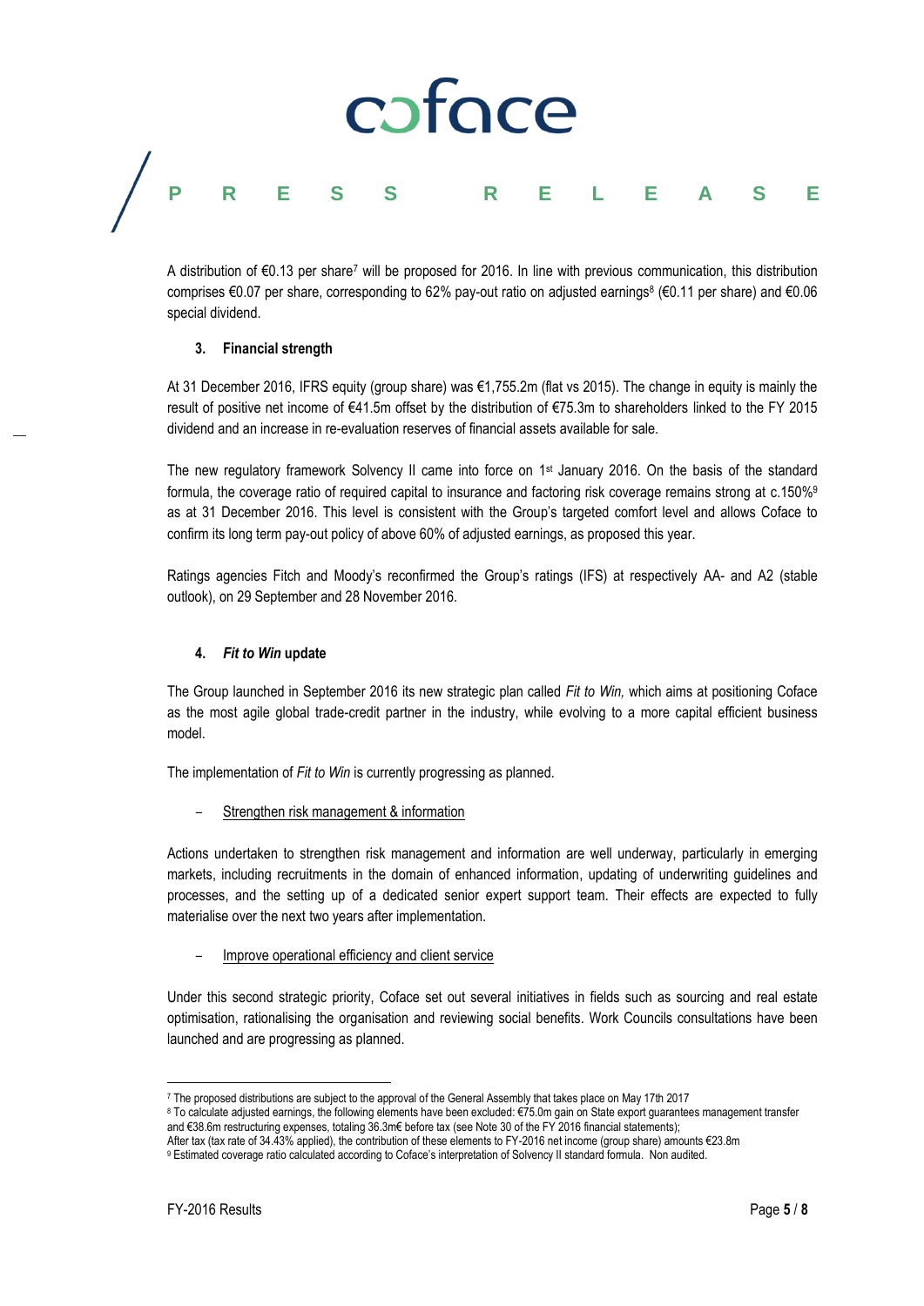A distribution of €0.13 per share[7] will be proposed for 2016. In line with previous communication, this distribution comprises €0.07 per share, corresponding to 62% pay-out ratio on adjusted earnings[8] (€0.11 per share) and €0.06 special dividend.

### 3. Financial strength

At 31 December 2016, IFRS equity (group share) was €1,755.2m (flat vs 2015). The change in equity is mainly the result of positive net income of €41.5m offset by the distribution of €75.3m to shareholders linked to the FY 2015 dividend and an increase in re-evaluation reserves of financial assets available for sale.

The new regulatory framework Solvency II came into force on 1st January 2016. On the basis of the standard formula, the coverage ratio of required capital to insurance and factoring risk coverage remains strong at c.150%[9] as at 31 December 2016. This level is consistent with the Group's targeted comfort level and allows Coface to confirm its long term pay-out policy of above 60% of adjusted earnings, as proposed this year.

Ratings agencies Fitch and Moody's reconfirmed the Group's ratings (IFS) at respectively AA- and A2 (stable outlook), on 29 September and 28 November 2016.

### 4. *Fit to Win* update

The Group launched in September 2016 its new strategic plan called *Fit to Win,* which aims at positioning Coface as the most agile global trade-credit partner in the industry, while evolving to a more capital efficient business model.

The implementation of *Fit to Win* is currently progressing as planned.

- Strengthen risk management & information

Actions undertaken to strengthen risk management and information are well underway, particularly in emerging markets, including recruitments in the domain of enhanced information, updating of underwriting guidelines and processes, and the setting up of a dedicated senior expert support team. Their effects are expected to fully materialise over the next two years after implementation.

- Improve operational efficiency and client service

Under this second strategic priority, Coface set out several initiatives in fields such as sourcing and real estate optimisation, rationalising the organisation and reviewing social benefits. Work Councils consultations have been launched and are progressing as planned.

---

[7] The proposed distributions are subject to the approval of the General Assembly that takes place on May 17th 2017

[8] To calculate adjusted earnings, the following elements have been excluded: €75.0m gain on State export guarantees management transfer and €38.6m restructuring expenses, totaling 36.3m€ before tax (see Note 30 of the FY 2016 financial statements);
After tax (tax rate of 34.43% applied), the contribution of these elements to FY-2016 net income (group share) amounts €23.8m

[9] Estimated coverage ratio calculated according to Coface's interpretation of Solvency II standard formula. Non audited.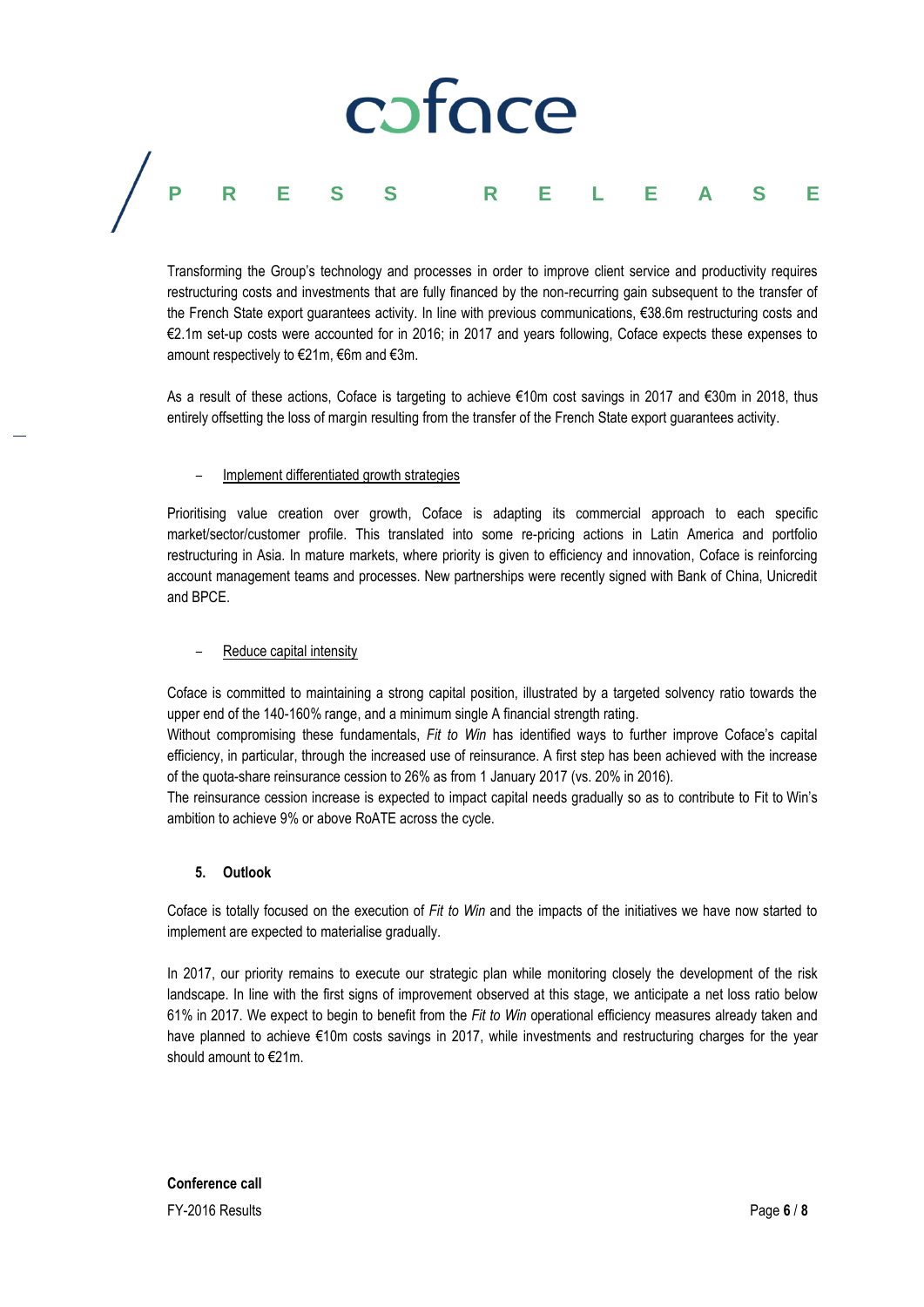Transforming the Group's technology and processes in order to improve client service and productivity requires restructuring costs and investments that are fully financed by the non-recurring gain subsequent to the transfer of the French State export guarantees activity. In line with previous communications, €38.6m restructuring costs and €2.1m set-up costs were accounted for in 2016; in 2017 and years following, Coface expects these expenses to amount respectively to €21m, €6m and €3m.

As a result of these actions, Coface is targeting to achieve €10m cost savings in 2017 and €30m in 2018, thus entirely offsetting the loss of margin resulting from the transfer of the French State export guarantees activity.

- Implement differentiated growth strategies

Prioritising value creation over growth, Coface is adapting its commercial approach to each specific market/sector/customer profile. This translated into some re-pricing actions in Latin America and portfolio restructuring in Asia. In mature markets, where priority is given to efficiency and innovation, Coface is reinforcing account management teams and processes. New partnerships were recently signed with Bank of China, Unicredit and BPCE.

- Reduce capital intensity

Coface is committed to maintaining a strong capital position, illustrated by a targeted solvency ratio towards the upper end of the 140-160% range, and a minimum single A financial strength rating.
Without compromising these fundamentals, *Fit to Win* has identified ways to further improve Coface's capital efficiency, in particular, through the increased use of reinsurance. A first step has been achieved with the increase of the quota-share reinsurance cession to 26% as from 1 January 2017 (vs. 20% in 2016).
The reinsurance cession increase is expected to impact capital needs gradually so as to contribute to Fit to Win's ambition to achieve 9% or above RoATE across the cycle.

## 5. Outlook

Coface is totally focused on the execution of *Fit to Win* and the impacts of the initiatives we have now started to implement are expected to materialise gradually.

In 2017, our priority remains to execute our strategic plan while monitoring closely the development of the risk landscape. In line with the first signs of improvement observed at this stage, we anticipate a net loss ratio below 61% in 2017. We expect to begin to benefit from the *Fit to Win* operational efficiency measures already taken and have planned to achieve €10m costs savings in 2017, while investments and restructuring charges for the year should amount to €21m.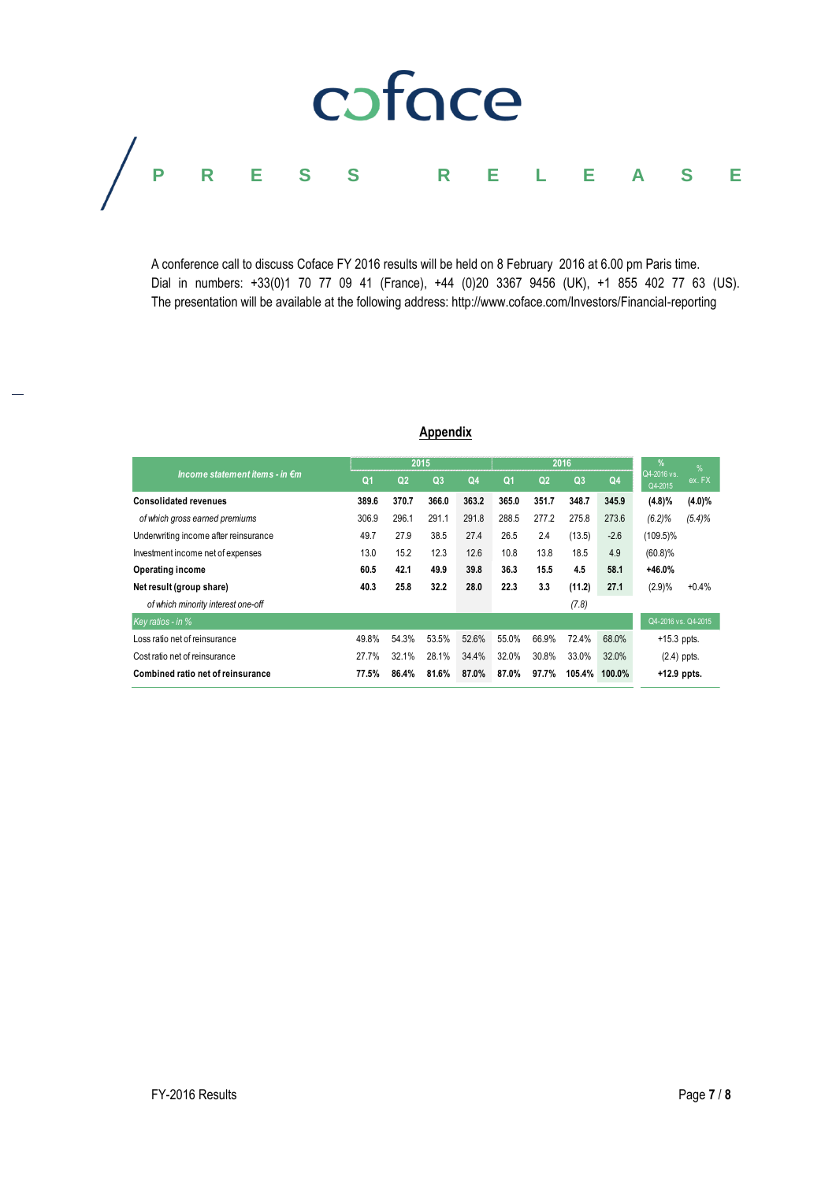A conference call to discuss Coface FY 2016 results will be held on 8 February 2016 at 6.00 pm Paris time. Dial in numbers: +33(0)1 70 77 09 41 (France), +44 (0)20 3367 9456 (UK), +1 855 402 77 63 (US). The presentation will be available at the following address: http://www.coface.com/Investors/Financial-reporting

## Appendix

| *Income statement items - in €m* | 2015 | | | | 2016 | | | | % Q4-2016 vs. Q4-2015 | % ex. FX |
|---|---|---|---|---|---|---|---|---|---|---|
| | Q1 | Q2 | Q3 | Q4 | Q1 | Q2 | Q3 | Q4 | | |
| **Consolidated revenues** | **389.6** | **370.7** | **366.0** | **363.2** | **365.0** | **351.7** | **348.7** | **345.9** | **(4.8)%** | **(4.0)%** |
| *of which gross earned premiums* | 306.9 | 296.1 | 291.1 | 291.8 | 288.5 | 277.2 | 275.8 | 273.6 | *(6.2)%* | *(5.4)%* |
| Underwriting income after reinsurance | 49.7 | 27.9 | 38.5 | 27.4 | 26.5 | 2.4 | (13.5) | -2.6 | (109.5)% | |
| Investment income net of expenses | 13.0 | 15.2 | 12.3 | 12.6 | 10.8 | 13.8 | 18.5 | 4.9 | (60.8)% | |
| **Operating income** | **60.5** | **42.1** | **49.9** | **39.8** | **36.3** | **15.5** | **4.5** | **58.1** | **+46.0%** | |
| **Net result (group share)** | **40.3** | **25.8** | **32.2** | **28.0** | **22.3** | **3.3** | **(11.2)** | **27.1** | (2.9)% | +0.4% |
| *of which minority interest one-off* | | | | | | | *(7.8)* | | | |
| *Key ratios - in %* | | | | | | | | | Q4-2016 vs. Q4-2015 | |
| Loss ratio net of reinsurance | 49.8% | 54.3% | 53.5% | 52.6% | 55.0% | 66.9% | 72.4% | 68.0% | +15.3 ppts. | |
| Cost ratio net of reinsurance | 27.7% | 32.1% | 28.1% | 34.4% | 32.0% | 30.8% | 33.0% | 32.0% | (2.4) ppts. | |
| **Combined ratio net of reinsurance** | **77.5%** | **86.4%** | **81.6%** | **87.0%** | **87.0%** | **97.7%** | **105.4%** | **100.0%** | **+12.9 ppts.** | |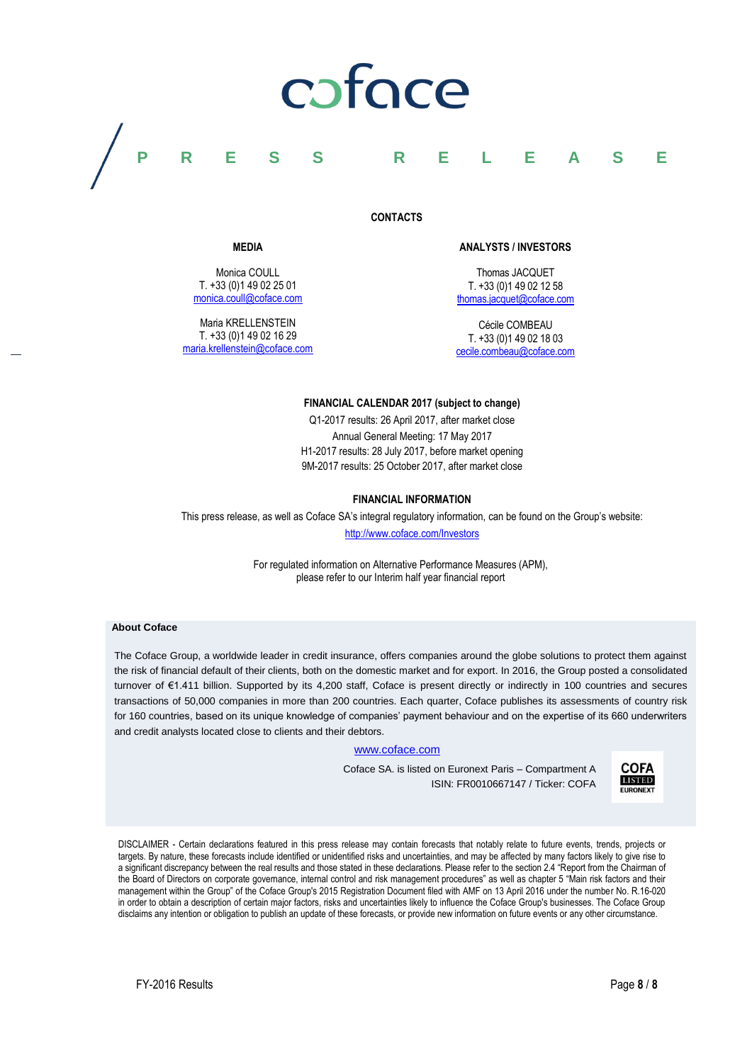# coface

**PRESS RELEASE**

**CONTACTS**

**MEDIA**

Monica COULL
T. +33 (0)1 49 02 25 01
monica.coull@coface.com

Maria KRELLENSTEIN
T. +33 (0)1 49 02 16 29
maria.krellenstein@coface.com

**ANALYSTS / INVESTORS**

Thomas JACQUET
T. +33 (0)1 49 02 12 58
thomas.jacquet@coface.com

Cécile COMBEAU
T. +33 (0)1 49 02 18 03
cecile.combeau@coface.com

**FINANCIAL CALENDAR 2017 (subject to change)**

Q1-2017 results: 26 April 2017, after market close
Annual General Meeting: 17 May 2017
H1-2017 results: 28 July 2017, before market opening
9M-2017 results: 25 October 2017, after market close

**FINANCIAL INFORMATION**

This press release, as well as Coface SA's integral regulatory information, can be found on the Group's website:
http://www.coface.com/Investors

For regulated information on Alternative Performance Measures (APM),
please refer to our Interim half year financial report

**About Coface**

The Coface Group, a worldwide leader in credit insurance, offers companies around the globe solutions to protect them against the risk of financial default of their clients, both on the domestic market and for export. In 2016, the Group posted a consolidated turnover of €1.411 billion. Supported by its 4,200 staff, Coface is present directly or indirectly in 100 countries and secures transactions of 50,000 companies in more than 200 countries. Each quarter, Coface publishes its assessments of country risk for 160 countries, based on its unique knowledge of companies' payment behaviour and on the expertise of its 660 underwriters and credit analysts located close to clients and their debtors.

www.coface.com

Coface SA. is listed on Euronext Paris – Compartment A
ISIN: FR0010667147 / Ticker: COFA

COFA LISTED EURONEXT

DISCLAIMER - Certain declarations featured in this press release may contain forecasts that notably relate to future events, trends, projects or targets. By nature, these forecasts include identified or unidentified risks and uncertainties, and may be affected by many factors likely to give rise to a significant discrepancy between the real results and those stated in these declarations. Please refer to the section 2.4 "Report from the Chairman of the Board of Directors on corporate governance, internal control and risk management procedures" as well as chapter 5 "Main risk factors and their management within the Group" of the Coface Group's 2015 Registration Document filed with AMF on 13 April 2016 under the number No. R.16-020 in order to obtain a description of certain major factors, risks and uncertainties likely to influence the Coface Group's businesses. The Coface Group disclaims any intention or obligation to publish an update of these forecasts, or provide new information on future events or any other circumstance.